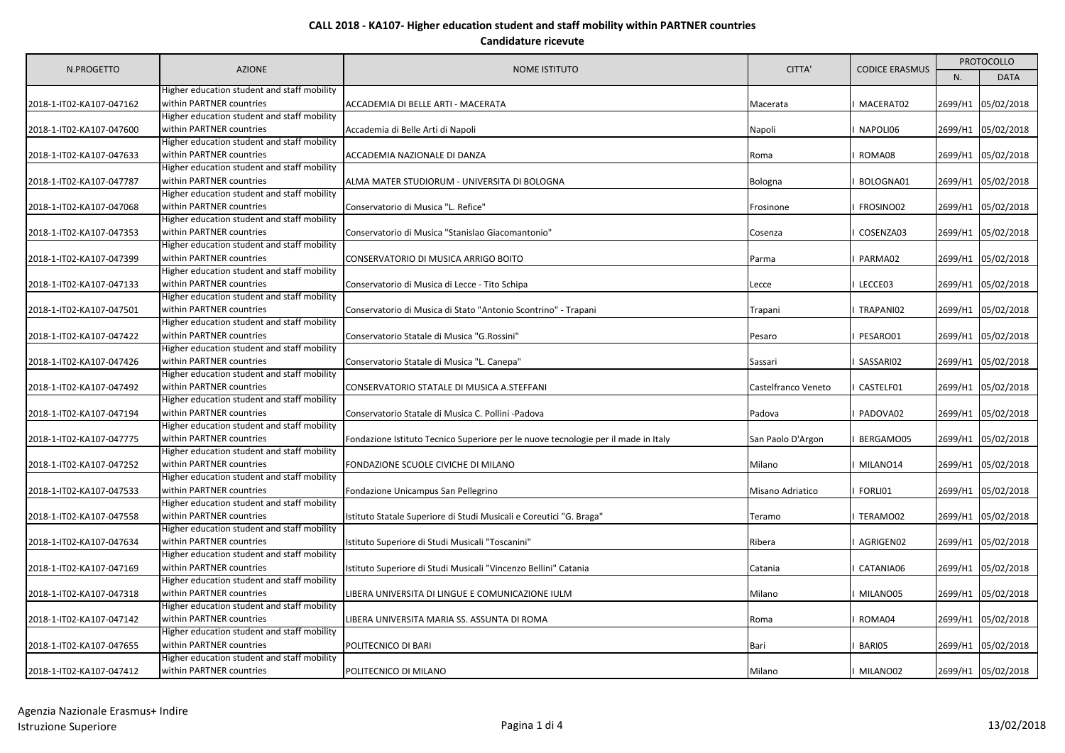# CALL 2018 - KA107- Higher education student and staff mobility within PARTNER countries

## Candidature ricevute

| N.PROGETTO | AZIONE | NOME ISTITUTO | CITTA' | CODICE ERASMUS | PROTOCOLLO | |
|---|---|---|---|---|---|---|
| | | | | | N. | DATA |
| 2018-1-IT02-KA107-047162 | Higher education student and staff mobility within PARTNER countries | ACCADEMIA DI BELLE ARTI - MACERATA | Macerata | I MACERAT02 | 2699/H1 | 05/02/2018 |
| 2018-1-IT02-KA107-047600 | Higher education student and staff mobility within PARTNER countries | Accademia di Belle Arti di Napoli | Napoli | I NAPOLI06 | 2699/H1 | 05/02/2018 |
| 2018-1-IT02-KA107-047633 | Higher education student and staff mobility within PARTNER countries | ACCADEMIA NAZIONALE DI DANZA | Roma | I ROMA08 | 2699/H1 | 05/02/2018 |
| 2018-1-IT02-KA107-047787 | Higher education student and staff mobility within PARTNER countries | ALMA MATER STUDIORUM - UNIVERSITA DI BOLOGNA | Bologna | I BOLOGNA01 | 2699/H1 | 05/02/2018 |
| 2018-1-IT02-KA107-047068 | Higher education student and staff mobility within PARTNER countries | Conservatorio di Musica "L. Refice" | Frosinone | I FROSINO02 | 2699/H1 | 05/02/2018 |
| 2018-1-IT02-KA107-047353 | Higher education student and staff mobility within PARTNER countries | Conservatorio di Musica "Stanislao Giacomantonio" | Cosenza | I COSENZA03 | 2699/H1 | 05/02/2018 |
| 2018-1-IT02-KA107-047399 | Higher education student and staff mobility within PARTNER countries | CONSERVATORIO DI MUSICA ARRIGO BOITO | Parma | I PARMA02 | 2699/H1 | 05/02/2018 |
| 2018-1-IT02-KA107-047133 | Higher education student and staff mobility within PARTNER countries | Conservatorio di Musica di Lecce - Tito Schipa | Lecce | I LECCE03 | 2699/H1 | 05/02/2018 |
| 2018-1-IT02-KA107-047501 | Higher education student and staff mobility within PARTNER countries | Conservatorio di Musica di Stato "Antonio Scontrino" - Trapani | Trapani | I TRAPANI02 | 2699/H1 | 05/02/2018 |
| 2018-1-IT02-KA107-047422 | Higher education student and staff mobility within PARTNER countries | Conservatorio Statale di Musica "G.Rossini" | Pesaro | I PESARO01 | 2699/H1 | 05/02/2018 |
| 2018-1-IT02-KA107-047426 | Higher education student and staff mobility within PARTNER countries | Conservatorio Statale di Musica "L. Canepa" | Sassari | I SASSARI02 | 2699/H1 | 05/02/2018 |
| 2018-1-IT02-KA107-047492 | Higher education student and staff mobility within PARTNER countries | CONSERVATORIO STATALE DI MUSICA A.STEFFANI | Castelfranco Veneto | I CASTELF01 | 2699/H1 | 05/02/2018 |
| 2018-1-IT02-KA107-047194 | Higher education student and staff mobility within PARTNER countries | Conservatorio Statale di Musica C. Pollini -Padova | Padova | I PADOVA02 | 2699/H1 | 05/02/2018 |
| 2018-1-IT02-KA107-047775 | Higher education student and staff mobility within PARTNER countries | Fondazione Istituto Tecnico Superiore per le nuove tecnologie per il made in Italy | San Paolo D'Argon | I BERGAMO05 | 2699/H1 | 05/02/2018 |
| 2018-1-IT02-KA107-047252 | Higher education student and staff mobility within PARTNER countries | FONDAZIONE SCUOLE CIVICHE DI MILANO | Milano | I MILANO14 | 2699/H1 | 05/02/2018 |
| 2018-1-IT02-KA107-047533 | Higher education student and staff mobility within PARTNER countries | Fondazione Unicampus San Pellegrino | Misano Adriatico | I FORLI01 | 2699/H1 | 05/02/2018 |
| 2018-1-IT02-KA107-047558 | Higher education student and staff mobility within PARTNER countries | Istituto Statale Superiore di Studi Musicali e Coreutici "G. Braga" | Teramo | I TERAMO02 | 2699/H1 | 05/02/2018 |
| 2018-1-IT02-KA107-047634 | Higher education student and staff mobility within PARTNER countries | Istituto Superiore di Studi Musicali "Toscanini" | Ribera | I AGRIGEN02 | 2699/H1 | 05/02/2018 |
| 2018-1-IT02-KA107-047169 | Higher education student and staff mobility within PARTNER countries | Istituto Superiore di Studi Musicali "Vincenzo Bellini" Catania | Catania | I CATANIA06 | 2699/H1 | 05/02/2018 |
| 2018-1-IT02-KA107-047318 | Higher education student and staff mobility within PARTNER countries | LIBERA UNIVERSITA DI LINGUE E COMUNICAZIONE IULM | Milano | I MILANO05 | 2699/H1 | 05/02/2018 |
| 2018-1-IT02-KA107-047142 | Higher education student and staff mobility within PARTNER countries | LIBERA UNIVERSITA MARIA SS. ASSUNTA DI ROMA | Roma | I ROMA04 | 2699/H1 | 05/02/2018 |
| 2018-1-IT02-KA107-047655 | Higher education student and staff mobility within PARTNER countries | POLITECNICO DI BARI | Bari | I BARI05 | 2699/H1 | 05/02/2018 |
| 2018-1-IT02-KA107-047412 | Higher education student and staff mobility within PARTNER countries | POLITECNICO DI MILANO | Milano | I MILANO02 | 2699/H1 | 05/02/2018 |

Agenzia Nazionale Erasmus+ Indire
Istruzione Superiore

13/02/2018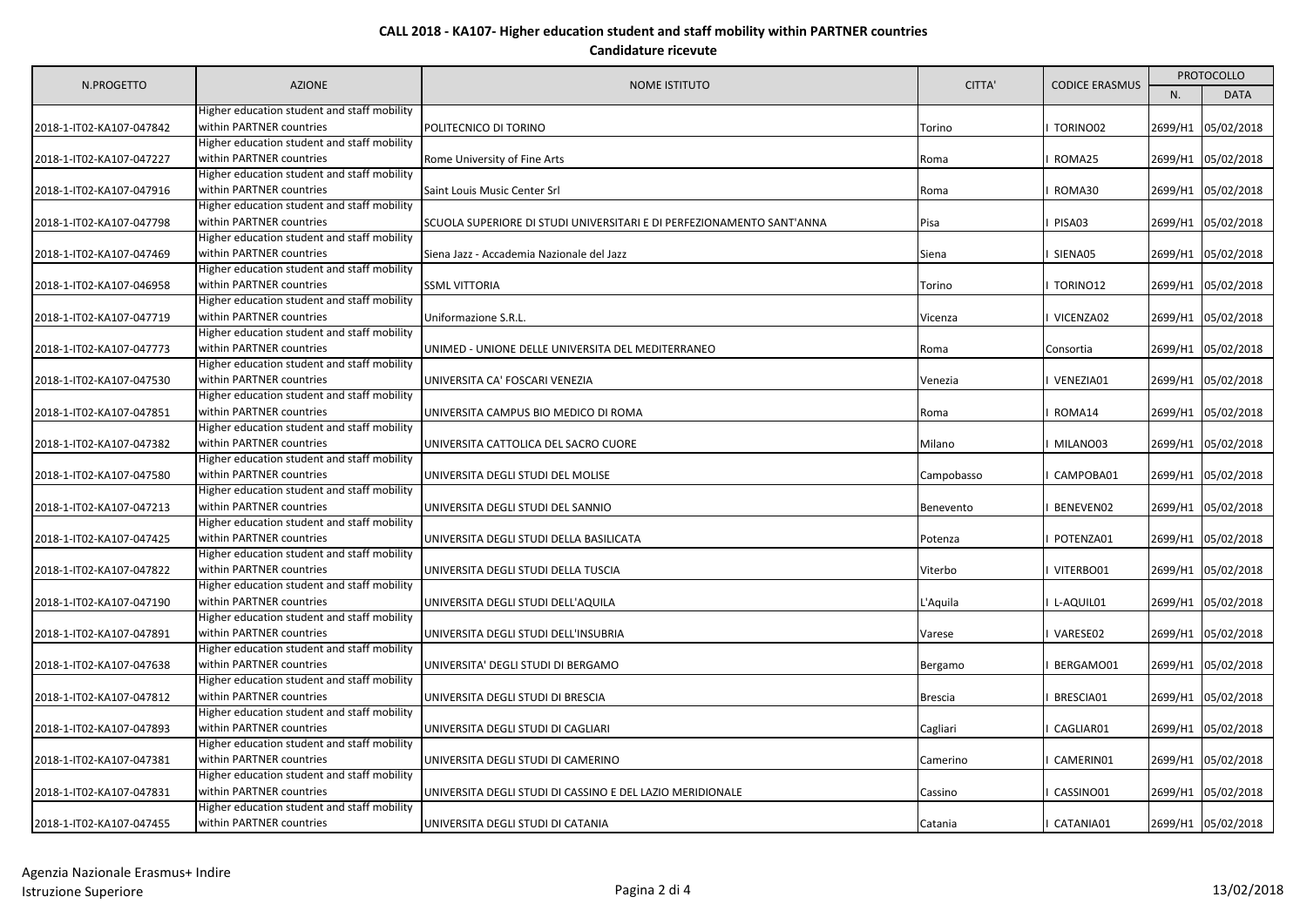**CALL 2018 - KA107- Higher education student and staff mobility within PARTNER countries**

**Candidature ricevute**

| N.PROGETTO | AZIONE | NOME ISTITUTO | CITTA' | CODICE ERASMUS | PROTOCOLLO | |
|---|---|---|---|---|---|---|
| | | | | | N. | DATA |
| 2018-1-IT02-KA107-047842 | Higher education student and staff mobility within PARTNER countries | POLITECNICO DI TORINO | Torino | I TORINO02 | 2699/H1 | 05/02/2018 |
| 2018-1-IT02-KA107-047227 | Higher education student and staff mobility within PARTNER countries | Rome University of Fine Arts | Roma | I ROMA25 | 2699/H1 | 05/02/2018 |
| 2018-1-IT02-KA107-047916 | Higher education student and staff mobility within PARTNER countries | Saint Louis Music Center Srl | Roma | I ROMA30 | 2699/H1 | 05/02/2018 |
| 2018-1-IT02-KA107-047798 | Higher education student and staff mobility within PARTNER countries | SCUOLA SUPERIORE DI STUDI UNIVERSITARI E DI PERFEZIONAMENTO SANT'ANNA | Pisa | I PISA03 | 2699/H1 | 05/02/2018 |
| 2018-1-IT02-KA107-047469 | Higher education student and staff mobility within PARTNER countries | Siena Jazz - Accademia Nazionale del Jazz | Siena | I SIENA05 | 2699/H1 | 05/02/2018 |
| 2018-1-IT02-KA107-046958 | Higher education student and staff mobility within PARTNER countries | SSML VITTORIA | Torino | I TORINO12 | 2699/H1 | 05/02/2018 |
| 2018-1-IT02-KA107-047719 | Higher education student and staff mobility within PARTNER countries | Uniformazione S.R.L. | Vicenza | I VICENZA02 | 2699/H1 | 05/02/2018 |
| 2018-1-IT02-KA107-047773 | Higher education student and staff mobility within PARTNER countries | UNIMED - UNIONE DELLE UNIVERSITA DEL MEDITERRANEO | Roma | Consortia | 2699/H1 | 05/02/2018 |
| 2018-1-IT02-KA107-047530 | Higher education student and staff mobility within PARTNER countries | UNIVERSITA CA' FOSCARI VENEZIA | Venezia | I VENEZIA01 | 2699/H1 | 05/02/2018 |
| 2018-1-IT02-KA107-047851 | Higher education student and staff mobility within PARTNER countries | UNIVERSITA CAMPUS BIO MEDICO DI ROMA | Roma | I ROMA14 | 2699/H1 | 05/02/2018 |
| 2018-1-IT02-KA107-047382 | Higher education student and staff mobility within PARTNER countries | UNIVERSITA CATTOLICA DEL SACRO CUORE | Milano | I MILANO03 | 2699/H1 | 05/02/2018 |
| 2018-1-IT02-KA107-047580 | Higher education student and staff mobility within PARTNER countries | UNIVERSITA DEGLI STUDI DEL MOLISE | Campobasso | I CAMPOBA01 | 2699/H1 | 05/02/2018 |
| 2018-1-IT02-KA107-047213 | Higher education student and staff mobility within PARTNER countries | UNIVERSITA DEGLI STUDI DEL SANNIO | Benevento | I BENEVEN02 | 2699/H1 | 05/02/2018 |
| 2018-1-IT02-KA107-047425 | Higher education student and staff mobility within PARTNER countries | UNIVERSITA DEGLI STUDI DELLA BASILICATA | Potenza | I POTENZA01 | 2699/H1 | 05/02/2018 |
| 2018-1-IT02-KA107-047822 | Higher education student and staff mobility within PARTNER countries | UNIVERSITA DEGLI STUDI DELLA TUSCIA | Viterbo | I VITERBO01 | 2699/H1 | 05/02/2018 |
| 2018-1-IT02-KA107-047190 | Higher education student and staff mobility within PARTNER countries | UNIVERSITA DEGLI STUDI DELL'AQUILA | L'Aquila | I L-AQUIL01 | 2699/H1 | 05/02/2018 |
| 2018-1-IT02-KA107-047891 | Higher education student and staff mobility within PARTNER countries | UNIVERSITA DEGLI STUDI DELL'INSUBRIA | Varese | I VARESE02 | 2699/H1 | 05/02/2018 |
| 2018-1-IT02-KA107-047638 | Higher education student and staff mobility within PARTNER countries | UNIVERSITA' DEGLI STUDI DI BERGAMO | Bergamo | I BERGAMO01 | 2699/H1 | 05/02/2018 |
| 2018-1-IT02-KA107-047812 | Higher education student and staff mobility within PARTNER countries | UNIVERSITA DEGLI STUDI DI BRESCIA | Brescia | I BRESCIA01 | 2699/H1 | 05/02/2018 |
| 2018-1-IT02-KA107-047893 | Higher education student and staff mobility within PARTNER countries | UNIVERSITA DEGLI STUDI DI CAGLIARI | Cagliari | I CAGLIAR01 | 2699/H1 | 05/02/2018 |
| 2018-1-IT02-KA107-047381 | Higher education student and staff mobility within PARTNER countries | UNIVERSITA DEGLI STUDI DI CAMERINO | Camerino | I CAMERIN01 | 2699/H1 | 05/02/2018 |
| 2018-1-IT02-KA107-047831 | Higher education student and staff mobility within PARTNER countries | UNIVERSITA DEGLI STUDI DI CASSINO E DEL LAZIO MERIDIONALE | Cassino | I CASSINO01 | 2699/H1 | 05/02/2018 |
| 2018-1-IT02-KA107-047455 | Higher education student and staff mobility within PARTNER countries | UNIVERSITA DEGLI STUDI DI CATANIA | Catania | I CATANIA01 | 2699/H1 | 05/02/2018 |

Agenzia Nazionale Erasmus+ Indire
Istruzione Superiore

13/02/2018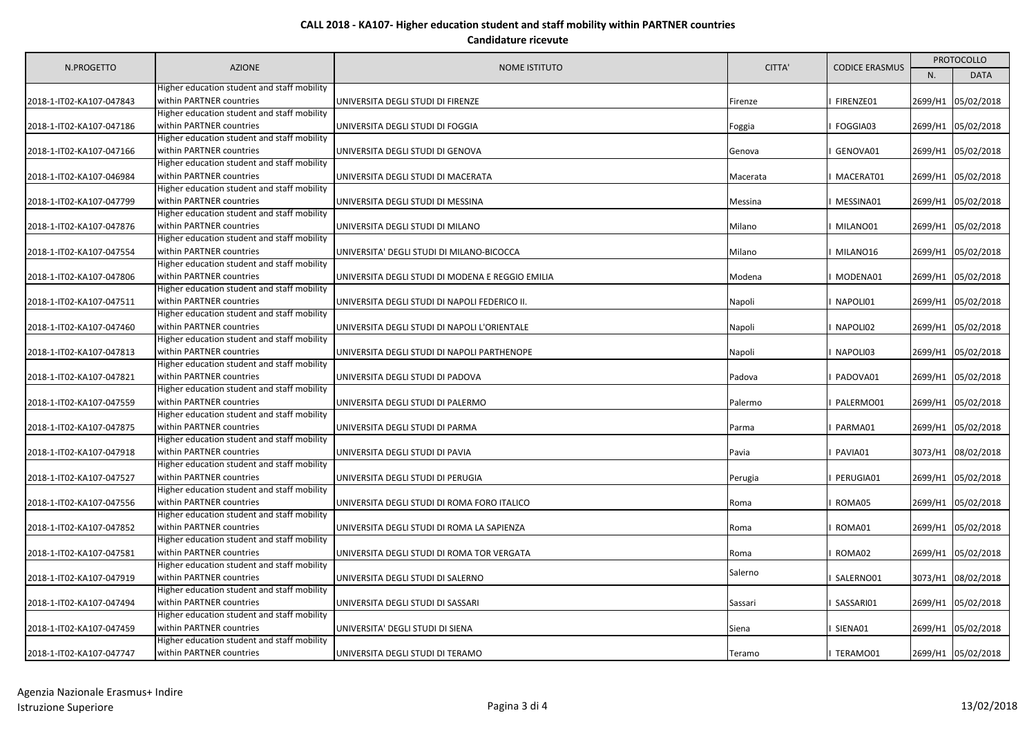**CALL 2018 - KA107- Higher education student and staff mobility within PARTNER countries**

**Candidature ricevute**

| N.PROGETTO | AZIONE | NOME ISTITUTO | CITTA' | CODICE ERASMUS | PROTOCOLLO | |
|---|---|---|---|---|---|---|
| | | | | | N. | DATA |
| 2018-1-IT02-KA107-047843 | Higher education student and staff mobility within PARTNER countries | UNIVERSITA DEGLI STUDI DI FIRENZE | Firenze | I FIRENZE01 | 2699/H1 | 05/02/2018 |
| 2018-1-IT02-KA107-047186 | Higher education student and staff mobility within PARTNER countries | UNIVERSITA DEGLI STUDI DI FOGGIA | Foggia | I FOGGIA03 | 2699/H1 | 05/02/2018 |
| 2018-1-IT02-KA107-047166 | Higher education student and staff mobility within PARTNER countries | UNIVERSITA DEGLI STUDI DI GENOVA | Genova | I GENOVA01 | 2699/H1 | 05/02/2018 |
| 2018-1-IT02-KA107-046984 | Higher education student and staff mobility within PARTNER countries | UNIVERSITA DEGLI STUDI DI MACERATA | Macerata | I MACERAT01 | 2699/H1 | 05/02/2018 |
| 2018-1-IT02-KA107-047799 | Higher education student and staff mobility within PARTNER countries | UNIVERSITA DEGLI STUDI DI MESSINA | Messina | I MESSINA01 | 2699/H1 | 05/02/2018 |
| 2018-1-IT02-KA107-047876 | Higher education student and staff mobility within PARTNER countries | UNIVERSITA DEGLI STUDI DI MILANO | Milano | I MILANO01 | 2699/H1 | 05/02/2018 |
| 2018-1-IT02-KA107-047554 | Higher education student and staff mobility within PARTNER countries | UNIVERSITA' DEGLI STUDI DI MILANO-BICOCCA | Milano | I MILANO16 | 2699/H1 | 05/02/2018 |
| 2018-1-IT02-KA107-047806 | Higher education student and staff mobility within PARTNER countries | UNIVERSITA DEGLI STUDI DI MODENA E REGGIO EMILIA | Modena | I MODENA01 | 2699/H1 | 05/02/2018 |
| 2018-1-IT02-KA107-047511 | Higher education student and staff mobility within PARTNER countries | UNIVERSITA DEGLI STUDI DI NAPOLI FEDERICO II. | Napoli | I NAPOLI01 | 2699/H1 | 05/02/2018 |
| 2018-1-IT02-KA107-047460 | Higher education student and staff mobility within PARTNER countries | UNIVERSITA DEGLI STUDI DI NAPOLI L'ORIENTALE | Napoli | I NAPOLI02 | 2699/H1 | 05/02/2018 |
| 2018-1-IT02-KA107-047813 | Higher education student and staff mobility within PARTNER countries | UNIVERSITA DEGLI STUDI DI NAPOLI PARTHENOPE | Napoli | I NAPOLI03 | 2699/H1 | 05/02/2018 |
| 2018-1-IT02-KA107-047821 | Higher education student and staff mobility within PARTNER countries | UNIVERSITA DEGLI STUDI DI PADOVA | Padova | I PADOVA01 | 2699/H1 | 05/02/2018 |
| 2018-1-IT02-KA107-047559 | Higher education student and staff mobility within PARTNER countries | UNIVERSITA DEGLI STUDI DI PALERMO | Palermo | I PALERMO01 | 2699/H1 | 05/02/2018 |
| 2018-1-IT02-KA107-047875 | Higher education student and staff mobility within PARTNER countries | UNIVERSITA DEGLI STUDI DI PARMA | Parma | I PARMA01 | 2699/H1 | 05/02/2018 |
| 2018-1-IT02-KA107-047918 | Higher education student and staff mobility within PARTNER countries | UNIVERSITA DEGLI STUDI DI PAVIA | Pavia | I PAVIA01 | 3073/H1 | 08/02/2018 |
| 2018-1-IT02-KA107-047527 | Higher education student and staff mobility within PARTNER countries | UNIVERSITA DEGLI STUDI DI PERUGIA | Perugia | I PERUGIA01 | 2699/H1 | 05/02/2018 |
| 2018-1-IT02-KA107-047556 | Higher education student and staff mobility within PARTNER countries | UNIVERSITA DEGLI STUDI DI ROMA FORO ITALICO | Roma | I ROMA05 | 2699/H1 | 05/02/2018 |
| 2018-1-IT02-KA107-047852 | Higher education student and staff mobility within PARTNER countries | UNIVERSITA DEGLI STUDI DI ROMA LA SAPIENZA | Roma | I ROMA01 | 2699/H1 | 05/02/2018 |
| 2018-1-IT02-KA107-047581 | Higher education student and staff mobility within PARTNER countries | UNIVERSITA DEGLI STUDI DI ROMA TOR VERGATA | Roma | I ROMA02 | 2699/H1 | 05/02/2018 |
| 2018-1-IT02-KA107-047919 | Higher education student and staff mobility within PARTNER countries | UNIVERSITA DEGLI STUDI DI SALERNO | Salerno | I SALERNO01 | 3073/H1 | 08/02/2018 |
| 2018-1-IT02-KA107-047494 | Higher education student and staff mobility within PARTNER countries | UNIVERSITA DEGLI STUDI DI SASSARI | Sassari | I SASSARI01 | 2699/H1 | 05/02/2018 |
| 2018-1-IT02-KA107-047459 | Higher education student and staff mobility within PARTNER countries | UNIVERSITA' DEGLI STUDI DI SIENA | Siena | I SIENA01 | 2699/H1 | 05/02/2018 |
| 2018-1-IT02-KA107-047747 | Higher education student and staff mobility within PARTNER countries | UNIVERSITA DEGLI STUDI DI TERAMO | Teramo | I TERAMO01 | 2699/H1 | 05/02/2018 |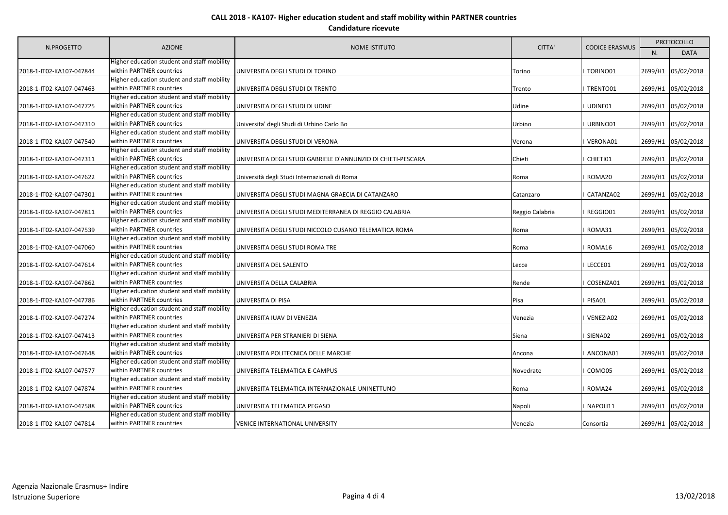**CALL 2018 - KA107- Higher education student and staff mobility within PARTNER countries**

**Candidature ricevute**

| N.PROGETTO | AZIONE | NOME ISTITUTO | CITTA' | CODICE ERASMUS | PROTOCOLLO | |
|---|---|---|---|---|---|---|
| | | | | | N. | DATA |
| 2018-1-IT02-KA107-047844 | Higher education student and staff mobility within PARTNER countries | UNIVERSITA DEGLI STUDI DI TORINO | Torino | I TORINO01 | 2699/H1 | 05/02/2018 |
| 2018-1-IT02-KA107-047463 | Higher education student and staff mobility within PARTNER countries | UNIVERSITA DEGLI STUDI DI TRENTO | Trento | I TRENTO01 | 2699/H1 | 05/02/2018 |
| 2018-1-IT02-KA107-047725 | Higher education student and staff mobility within PARTNER countries | UNIVERSITA DEGLI STUDI DI UDINE | Udine | I UDINE01 | 2699/H1 | 05/02/2018 |
| 2018-1-IT02-KA107-047310 | Higher education student and staff mobility within PARTNER countries | Universita' degli Studi di Urbino Carlo Bo | Urbino | I URBINO01 | 2699/H1 | 05/02/2018 |
| 2018-1-IT02-KA107-047540 | Higher education student and staff mobility within PARTNER countries | UNIVERSITA DEGLI STUDI DI VERONA | Verona | I VERONA01 | 2699/H1 | 05/02/2018 |
| 2018-1-IT02-KA107-047311 | Higher education student and staff mobility within PARTNER countries | UNIVERSITA DEGLI STUDI GABRIELE D'ANNUNZIO DI CHIETI-PESCARA | Chieti | I CHIETI01 | 2699/H1 | 05/02/2018 |
| 2018-1-IT02-KA107-047622 | Higher education student and staff mobility within PARTNER countries | Università degli Studi Internazionali di Roma | Roma | I ROMA20 | 2699/H1 | 05/02/2018 |
| 2018-1-IT02-KA107-047301 | Higher education student and staff mobility within PARTNER countries | UNIVERSITA DEGLI STUDI MAGNA GRAECIA DI CATANZARO | Catanzaro | I CATANZA02 | 2699/H1 | 05/02/2018 |
| 2018-1-IT02-KA107-047811 | Higher education student and staff mobility within PARTNER countries | UNIVERSITA DEGLI STUDI MEDITERRANEA DI REGGIO CALABRIA | Reggio Calabria | I REGGIO01 | 2699/H1 | 05/02/2018 |
| 2018-1-IT02-KA107-047539 | Higher education student and staff mobility within PARTNER countries | UNIVERSITA DEGLI STUDI NICCOLO CUSANO TELEMATICA ROMA | Roma | I ROMA31 | 2699/H1 | 05/02/2018 |
| 2018-1-IT02-KA107-047060 | Higher education student and staff mobility within PARTNER countries | UNIVERSITA DEGLI STUDI ROMA TRE | Roma | I ROMA16 | 2699/H1 | 05/02/2018 |
| 2018-1-IT02-KA107-047614 | Higher education student and staff mobility within PARTNER countries | UNIVERSITA DEL SALENTO | Lecce | I LECCE01 | 2699/H1 | 05/02/2018 |
| 2018-1-IT02-KA107-047862 | Higher education student and staff mobility within PARTNER countries | UNIVERSITA DELLA CALABRIA | Rende | I COSENZA01 | 2699/H1 | 05/02/2018 |
| 2018-1-IT02-KA107-047786 | Higher education student and staff mobility within PARTNER countries | UNIVERSITA DI PISA | Pisa | I PISA01 | 2699/H1 | 05/02/2018 |
| 2018-1-IT02-KA107-047274 | Higher education student and staff mobility within PARTNER countries | UNIVERSITA IUAV DI VENEZIA | Venezia | I VENEZIA02 | 2699/H1 | 05/02/2018 |
| 2018-1-IT02-KA107-047413 | Higher education student and staff mobility within PARTNER countries | UNIVERSITA PER STRANIERI DI SIENA | Siena | I SIENA02 | 2699/H1 | 05/02/2018 |
| 2018-1-IT02-KA107-047648 | Higher education student and staff mobility within PARTNER countries | UNIVERSITA POLITECNICA DELLE MARCHE | Ancona | I ANCONA01 | 2699/H1 | 05/02/2018 |
| 2018-1-IT02-KA107-047577 | Higher education student and staff mobility within PARTNER countries | UNIVERSITA TELEMATICA E-CAMPUS | Novedrate | I COMO05 | 2699/H1 | 05/02/2018 |
| 2018-1-IT02-KA107-047874 | Higher education student and staff mobility within PARTNER countries | UNIVERSITA TELEMATICA INTERNAZIONALE-UNINETTUNO | Roma | I ROMA24 | 2699/H1 | 05/02/2018 |
| 2018-1-IT02-KA107-047588 | Higher education student and staff mobility within PARTNER countries | UNIVERSITA TELEMATICA PEGASO | Napoli | I NAPOLI11 | 2699/H1 | 05/02/2018 |
| 2018-1-IT02-KA107-047814 | Higher education student and staff mobility within PARTNER countries | VENICE INTERNATIONAL UNIVERSITY | Venezia | Consortia | 2699/H1 | 05/02/2018 |

Agenzia Nazionale Erasmus+ Indire
Istruzione Superiore

13/02/2018